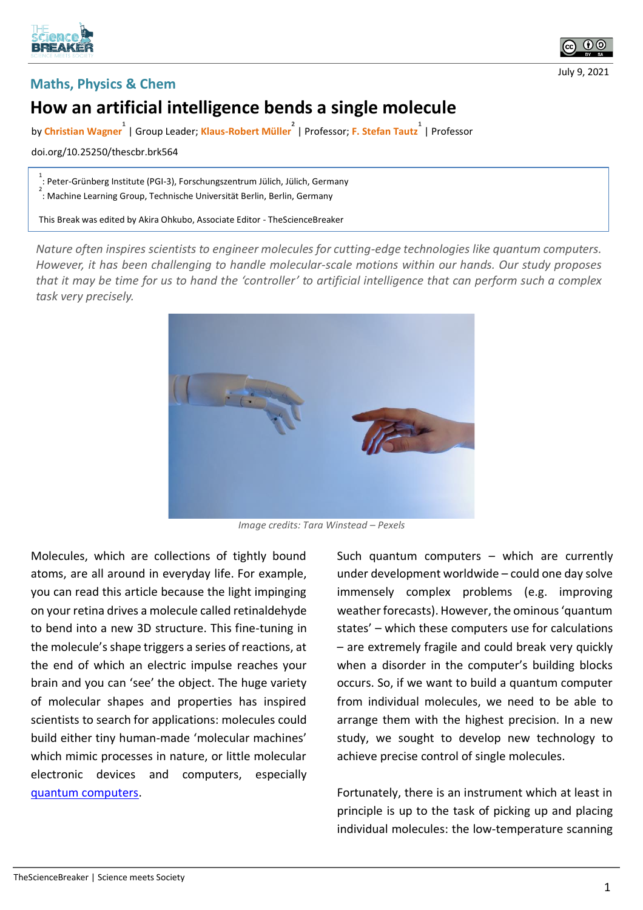## Maths, Physics & Chem

# How an artificial intelligence bends a single molecule

by **Christian Wagner**[1] | Group Leader; **Klaus-Robert Müller**[2] | Professor; **F. Stefan Tautz**[1] | Professor

doi.org/10.25250/thescbr.brk564

[1]: Peter-Grünberg Institute (PGI-3), Forschungszentrum Jülich, Jülich, Germany
[2]: Machine Learning Group, Technische Universität Berlin, Berlin, Germany

This Break was edited by Akira Ohkubo, Associate Editor - TheScienceBreaker

*Nature often inspires scientists to engineer molecules for cutting-edge technologies like quantum computers. However, it has been challenging to handle molecular-scale motions within our hands. Our study proposes that it may be time for us to hand the 'controller' to artificial intelligence that can perform such a complex task very precisely.*

*Image credits: Tara Winstead – Pexels*

Molecules, which are collections of tightly bound atoms, are all around in everyday life. For example, you can read this article because the light impinging on your retina drives a molecule called retinaldehyde to bend into a new 3D structure. This fine-tuning in the molecule's shape triggers a series of reactions, at the end of which an electric impulse reaches your brain and you can 'see' the object. The huge variety of molecular shapes and properties has inspired scientists to search for applications: molecules could build either tiny human-made 'molecular machines' which mimic processes in nature, or little molecular electronic devices and computers, especially [quantum computers]().

Such quantum computers – which are currently under development worldwide – could one day solve immensely complex problems (e.g. improving weather forecasts). However, the ominous 'quantum states' – which these computers use for calculations – are extremely fragile and could break very quickly when a disorder in the computer's building blocks occurs. So, if we want to build a quantum computer from individual molecules, we need to be able to arrange them with the highest precision. In a new study, we sought to develop new technology to achieve precise control of single molecules.

Fortunately, there is an instrument which at least in principle is up to the task of picking up and placing individual molecules: the low-temperature scanning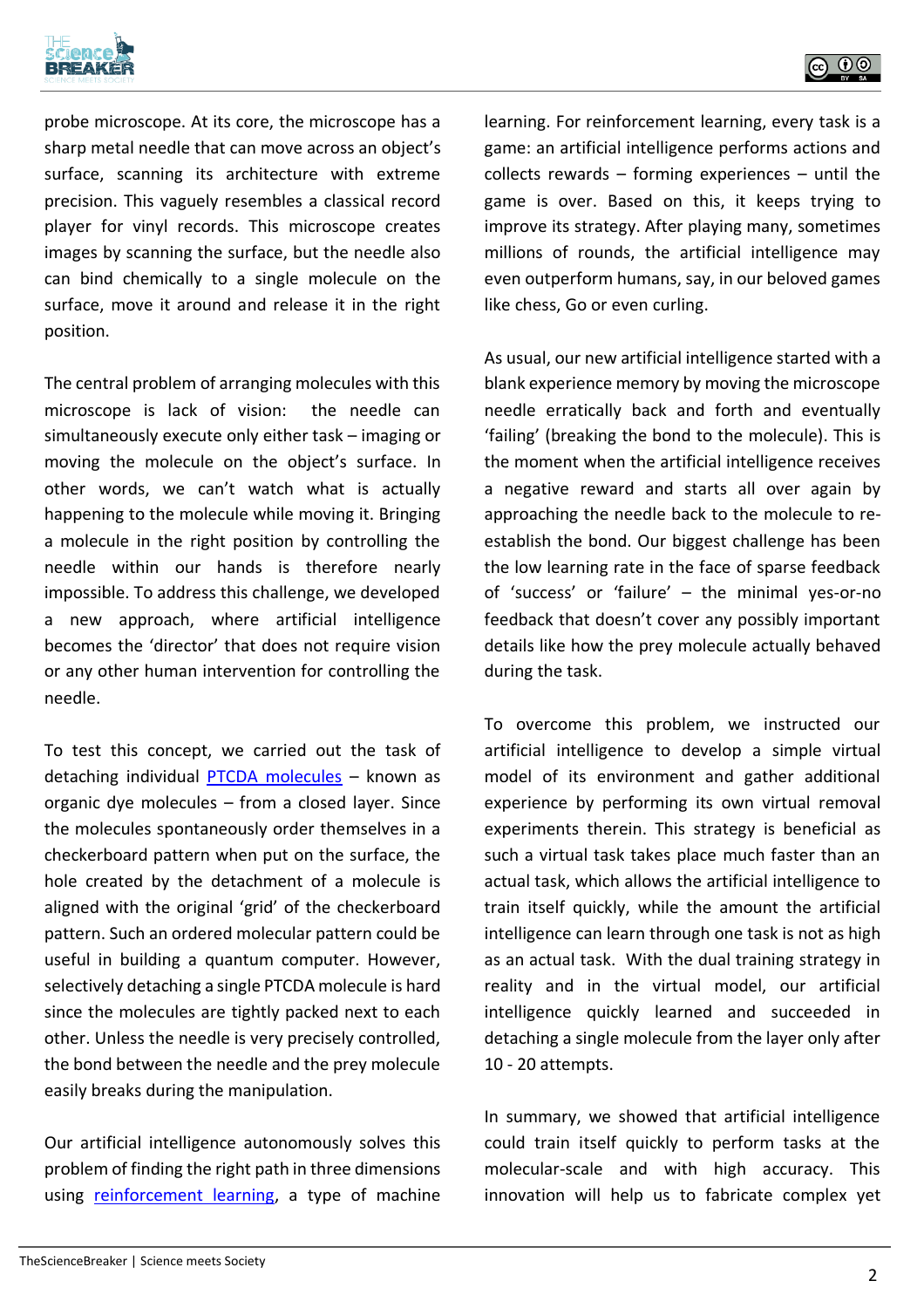probe microscope. At its core, the microscope has a sharp metal needle that can move across an object's surface, scanning its architecture with extreme precision. This vaguely resembles a classical record player for vinyl records. This microscope creates images by scanning the surface, but the needle also can bind chemically to a single molecule on the surface, move it around and release it in the right position.

The central problem of arranging molecules with this microscope is lack of vision: the needle can simultaneously execute only either task – imaging or moving the molecule on the object's surface. In other words, we can't watch what is actually happening to the molecule while moving it. Bringing a molecule in the right position by controlling the needle within our hands is therefore nearly impossible. To address this challenge, we developed a new approach, where artificial intelligence becomes the 'director' that does not require vision or any other human intervention for controlling the needle.

To test this concept, we carried out the task of detaching individual [PTCDA molecules](#) – known as organic dye molecules – from a closed layer. Since the molecules spontaneously order themselves in a checkerboard pattern when put on the surface, the hole created by the detachment of a molecule is aligned with the original 'grid' of the checkerboard pattern. Such an ordered molecular pattern could be useful in building a quantum computer. However, selectively detaching a single PTCDA molecule is hard since the molecules are tightly packed next to each other. Unless the needle is very precisely controlled, the bond between the needle and the prey molecule easily breaks during the manipulation.

Our artificial intelligence autonomously solves this problem of finding the right path in three dimensions using [reinforcement learning](#), a type of machine learning. For reinforcement learning, every task is a game: an artificial intelligence performs actions and collects rewards – forming experiences – until the game is over. Based on this, it keeps trying to improve its strategy. After playing many, sometimes millions of rounds, the artificial intelligence may even outperform humans, say, in our beloved games like chess, Go or even curling.

As usual, our new artificial intelligence started with a blank experience memory by moving the microscope needle erratically back and forth and eventually 'failing' (breaking the bond to the molecule). This is the moment when the artificial intelligence receives a negative reward and starts all over again by approaching the needle back to the molecule to re-establish the bond. Our biggest challenge has been the low learning rate in the face of sparse feedback of 'success' or 'failure' – the minimal yes-or-no feedback that doesn't cover any possibly important details like how the prey molecule actually behaved during the task.

To overcome this problem, we instructed our artificial intelligence to develop a simple virtual model of its environment and gather additional experience by performing its own virtual removal experiments therein. This strategy is beneficial as such a virtual task takes place much faster than an actual task, which allows the artificial intelligence to train itself quickly, while the amount the artificial intelligence can learn through one task is not as high as an actual task. With the dual training strategy in reality and in the virtual model, our artificial intelligence quickly learned and succeeded in detaching a single molecule from the layer only after 10 - 20 attempts.

In summary, we showed that artificial intelligence could train itself quickly to perform tasks at the molecular-scale and with high accuracy. This innovation will help us to fabricate complex yet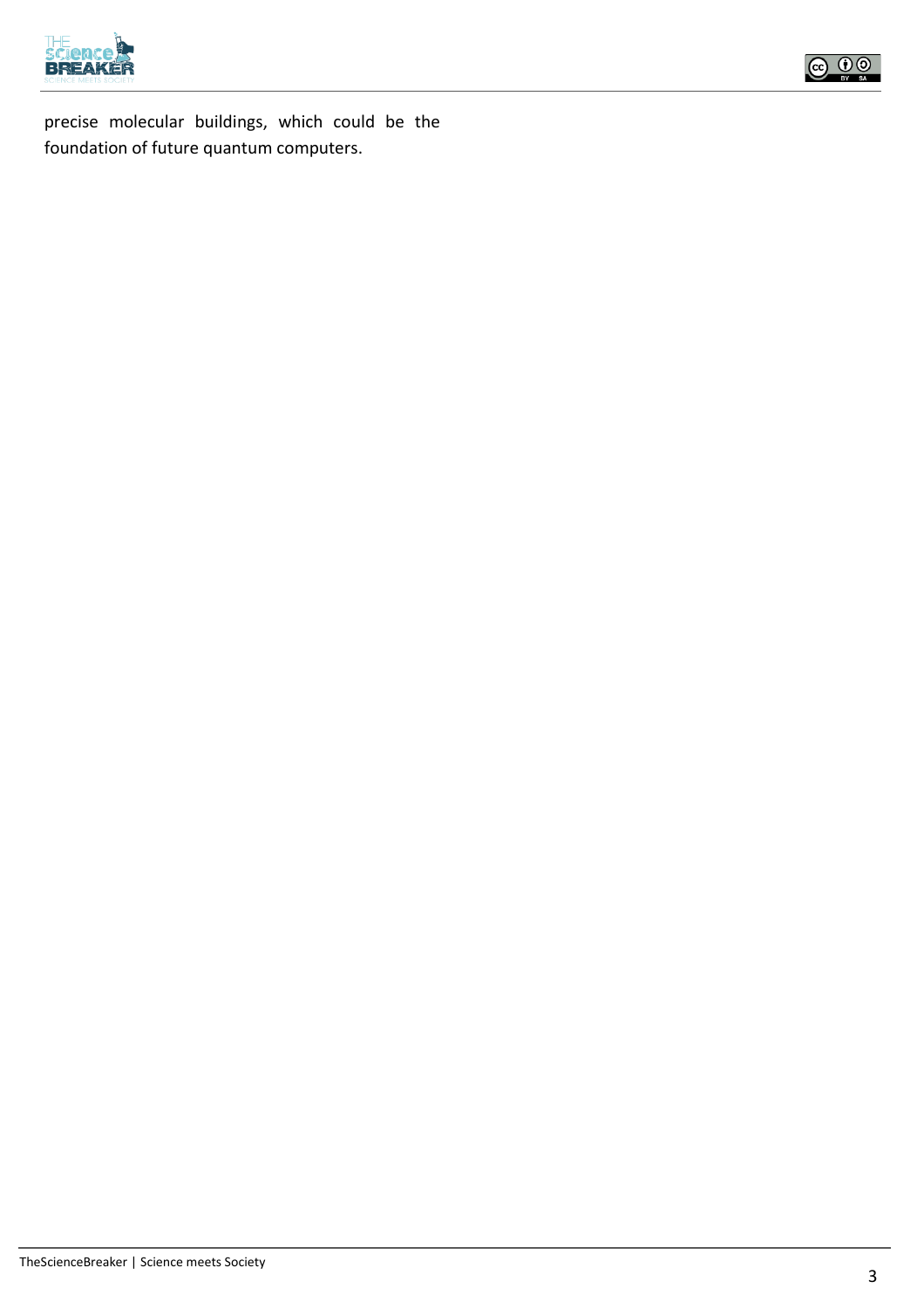precise molecular buildings, which could be the foundation of future quantum computers.